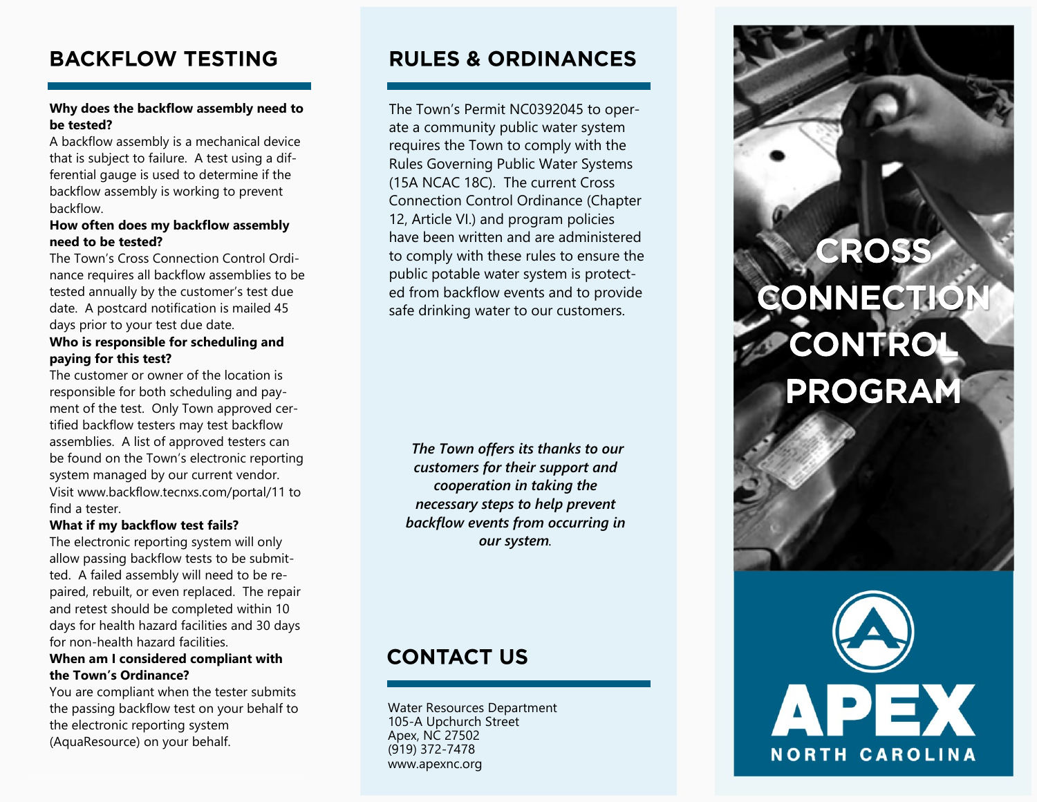## BACKFLOW TESTING

**Why does the backflow assembly need to be tested?**

A backflow assembly is a mechanical device that is subject to failure. A test using a differential gauge is used to determine if the backflow assembly is working to prevent backflow.

**How often does my backflow assembly need to be tested?**

The Town's Cross Connection Control Ordinance requires all backflow assemblies to be tested annually by the customer's test due date. A postcard notification is mailed 45 days prior to your test due date.

**Who is responsible for scheduling and paying for this test?**

The customer or owner of the location is responsible for both scheduling and payment of the test. Only Town approved certified backflow testers may test backflow assemblies. A list of approved testers can be found on the Town's electronic reporting system managed by our current vendor. Visit www.backflow.tecnxs.com/portal/11 to find a tester.

**What if my backflow test fails?**

The electronic reporting system will only allow passing backflow tests to be submitted. A failed assembly will need to be repaired, rebuilt, or even replaced. The repair and retest should be completed within 10 days for health hazard facilities and 30 days for non-health hazard facilities.

**When am I considered compliant with the Town's Ordinance?**

You are compliant when the tester submits the passing backflow test on your behalf to the electronic reporting system (AquaResource) on your behalf.

## RULES & ORDINANCES

The Town's Permit NC0392045 to operate a community public water system requires the Town to comply with the Rules Governing Public Water Systems (15A NCAC 18C). The current Cross Connection Control Ordinance (Chapter 12, Article VI.) and program policies have been written and administered to comply with these rules to ensure the public potable water system is protected from backflow events and to provide safe drinking water to our customers.

***The Town offers its thanks to our customers for their support and cooperation in taking the necessary steps to help prevent backflow events from occurring in our system.***

## CONTACT US

Water Resources Department
105-A Upchurch Street
Apex, NC 27502
(919) 372-7478
www.apexnc.org

# CROSS CONNECTION CONTROL PROGRAM

APEX
NORTH CAROLINA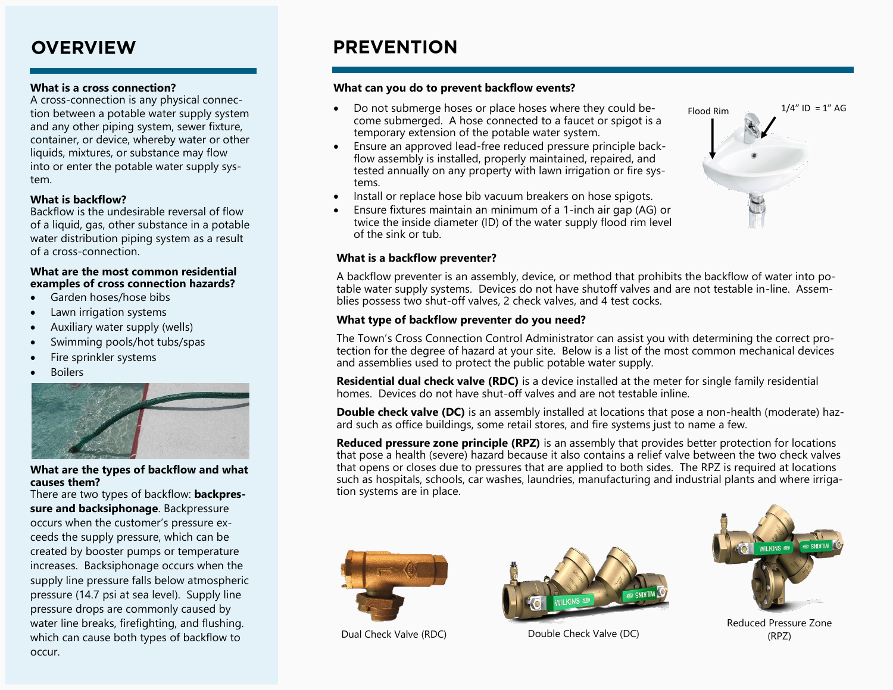## OVERVIEW

**What is a cross connection?**
A cross-connection is any physical connection between a potable water supply system and any other piping system, sewer fixture, container, or device, whereby water or other liquids, mixtures, or substance may flow into or enter the potable water supply system.

**What is backflow?**
Backflow is the undesirable reversal of flow of a liquid, gas, other substance in a potable water distribution piping system as a result of a cross-connection.

**What are the most common residential examples of cross connection hazards?**

- Garden hoses/hose bibs
- Lawn irrigation systems
- Auxiliary water supply (wells)
- Swimming pools/hot tubs/spas
- Fire sprinkler systems
- Boilers

**What are the types of backflow and what causes them?**
There are two types of backflow: **backpressure and backsiphonage**. Backpressure occurs when the customer's pressure exceeds the supply pressure, which can be created by booster pumps or temperature increases. Backsiphonage occurs when the supply line pressure falls below atmospheric pressure (14.7 psi at sea level). Supply line pressure drops are commonly caused by water line breaks, firefighting, and flushing. which can cause both types of backflow to occur.

## PREVENTION

**What can you do to prevent backflow events?**

- Do not submerge hoses or place hoses where they could become submerged. A hose connected to a faucet or spigot is a temporary extension of the potable water system.
- Ensure an approved lead-free reduced pressure principle backflow assembly is installed, properly maintained, repaired, and tested annually on any property with lawn irrigation or fire systems.
- Install or replace hose bib vacuum breakers on hose spigots.
- Ensure fixtures maintain an minimum of a 1-inch air gap (AG) or twice the inside diameter (ID) of the water supply flood rim level of the sink or tub.

Flood Rim

1/4" ID = 1" AG

**What is a backflow preventer?**

A backflow preventer is an assembly, device, or method that prohibits the backflow of water into potable water supply systems. Devices do not have shutoff valves and are not testable in-line. Assemblies possess two shut-off valves, 2 check valves, and 4 test cocks.

**What type of backflow preventer do you need?**

The Town's Cross Connection Control Administrator can assist you with determining the correct protection for the degree of hazard at your site. Below is a list of the most common mechanical devices and assemblies used to protect the public potable water supply.

**Residential dual check valve (RDC)** is a device installed at the meter for single family residential homes. Devices do not have shut-off valves and are not testable inline.

**Double check valve (DC)** is an assembly installed at locations that pose a non-health (moderate) hazard such as office buildings, some retail stores, and fire systems just to name a few.

**Reduced pressure zone principle (RPZ)** is an assembly that provides better protection for locations that pose a health (severe) hazard because it also contains a relief valve between the two check valves that opens or closes due to pressures that are applied to both sides. The RPZ is required at locations such as hospitals, schools, car washes, laundries, manufacturing and industrial plants and where irrigation systems are in place.

Dual Check Valve (RDC)

Double Check Valve (DC)

Reduced Pressure Zone (RPZ)